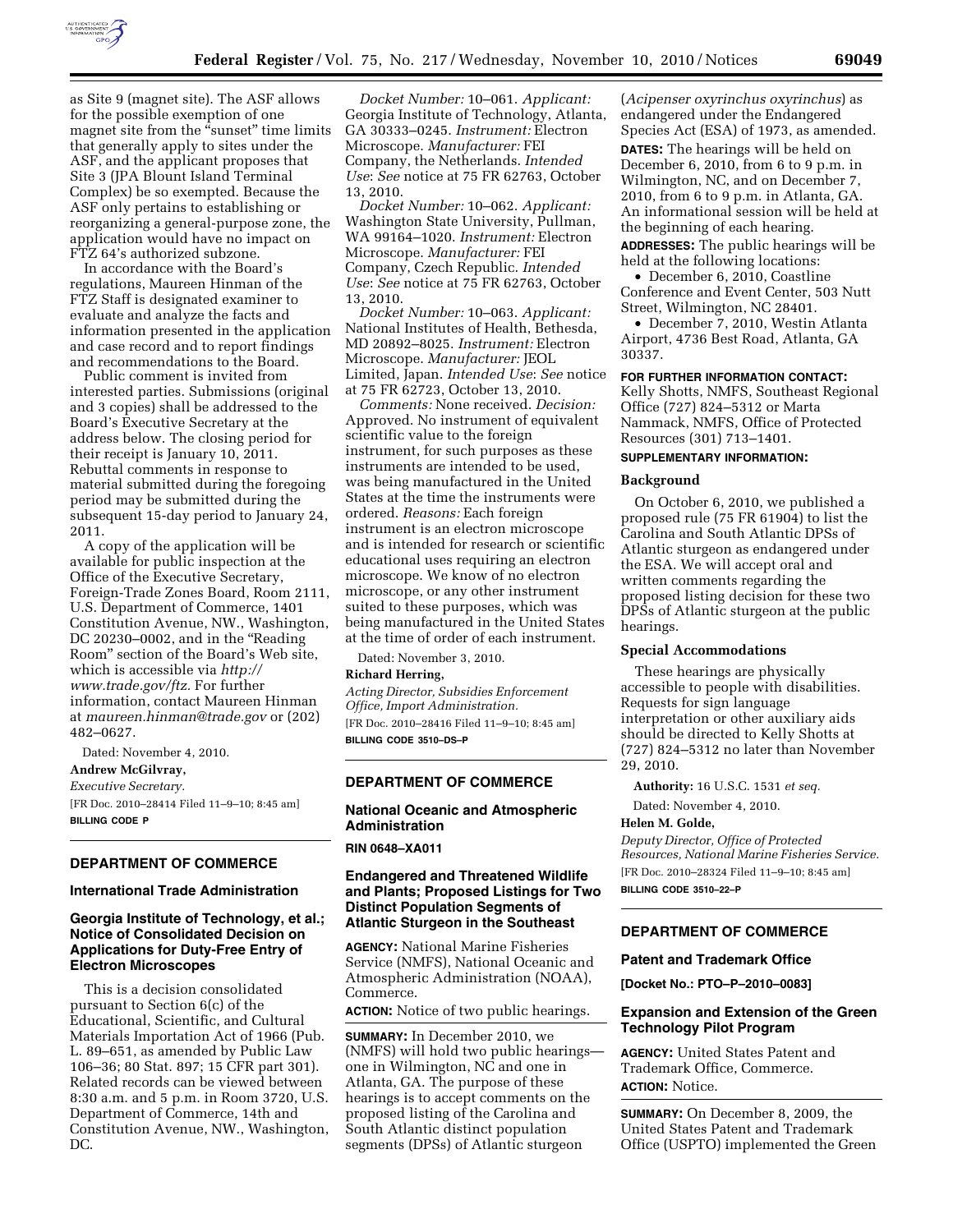as Site 9 (magnet site). The ASF allows for the possible exemption of one magnet site from the "sunset" time limits that generally apply to sites under the ASF, and the applicant proposes that Site 3 (JPA Blount Island Terminal Complex) be so exempted. Because the ASF only pertains to establishing or reorganizing a general-purpose zone, the application would have no impact on FTZ 64's authorized subzone.

In accordance with the Board's regulations, Maureen Hinman of the FTZ Staff is designated examiner to evaluate and analyze the facts and information presented in the application and case record and to report findings and recommendations to the Board.

Public comment is invited from interested parties. Submissions (original and 3 copies) shall be addressed to the Board's Executive Secretary at the address below. The closing period for their receipt is January 10, 2011. Rebuttal comments in response to material submitted during the foregoing period may be submitted during the subsequent 15-day period to January 24, 2011.

A copy of the application will be available for public inspection at the Office of the Executive Secretary, Foreign-Trade Zones Board, Room 2111, U.S. Department of Commerce, 1401 Constitution Avenue, NW., Washington, DC 20230–0002, and in the "Reading Room" section of the Board's Web site, which is accessible via *http://www.trade.gov/ftz.* For further information, contact Maureen Hinman at *maureen.hinman@trade.gov* or (202) 482–0627.

Dated: November 4, 2010.

**Andrew McGilvray,**

*Executive Secretary.*

[FR Doc. 2010–28414 Filed 11–9–10; 8:45 am]

**BILLING CODE P**

## DEPARTMENT OF COMMERCE

### International Trade Administration

### Georgia Institute of Technology, et al.; Notice of Consolidated Decision on Applications for Duty-Free Entry of Electron Microscopes

This is a decision consolidated pursuant to Section 6(c) of the Educational, Scientific, and Cultural Materials Importation Act of 1966 (Pub. L. 89–651, as amended by Public Law 106–36; 80 Stat. 897; 15 CFR part 301). Related records can be viewed between 8:30 a.m. and 5 p.m. in Room 3720, U.S. Department of Commerce, 14th and Constitution Avenue, NW., Washington, DC.

*Docket Number:* 10–061. *Applicant:* Georgia Institute of Technology, Atlanta, GA 30333–0245. *Instrument:* Electron Microscope. *Manufacturer:* FEI Company, the Netherlands. *Intended Use*: *See* notice at 75 FR 62763, October 13, 2010.

*Docket Number:* 10–062. *Applicant:* Washington State University, Pullman, WA 99164–1020. *Instrument:* Electron Microscope. *Manufacturer:* FEI Company, Czech Republic. *Intended Use*: *See* notice at 75 FR 62763, October 13, 2010.

*Docket Number:* 10–063. *Applicant:* National Institutes of Health, Bethesda, MD 20892–8025. *Instrument:* Electron Microscope. *Manufacturer:* JEOL Limited, Japan. *Intended Use*: *See* notice at 75 FR 62723, October 13, 2010.

*Comments:* None received. *Decision:* Approved. No instrument of equivalent scientific value to the foreign instrument, for such purposes as these instruments are intended to be used, was being manufactured in the United States at the time the instruments were ordered. *Reasons:* Each foreign instrument is an electron microscope and is intended for research or scientific educational uses requiring an electron microscope. We know of no electron microscope, or any other instrument suited to these purposes, which was being manufactured in the United States at the time of order of each instrument.

Dated: November 3, 2010.

**Richard Herring,**

*Acting Director, Subsidies Enforcement Office, Import Administration.*

[FR Doc. 2010–28416 Filed 11–9–10; 8:45 am]

**BILLING CODE 3510–DS–P**

## DEPARTMENT OF COMMERCE

### National Oceanic and Atmospheric Administration

**RIN 0648–XA011**

### Endangered and Threatened Wildlife and Plants; Proposed Listings for Two Distinct Population Segments of Atlantic Sturgeon in the Southeast

**AGENCY:** National Marine Fisheries Service (NMFS), National Oceanic and Atmospheric Administration (NOAA), Commerce.

**ACTION:** Notice of two public hearings.

**SUMMARY:** In December 2010, we (NMFS) will hold two public hearings—one in Wilmington, NC and one in Atlanta, GA. The purpose of these hearings is to accept comments on the proposed listing of the Carolina and South Atlantic distinct population segments (DPSs) of Atlantic sturgeon (*Acipenser oxyrinchus oxyrinchus*) as endangered under the Endangered Species Act (ESA) of 1973, as amended.

**DATES:** The hearings will be held on December 6, 2010, from 6 to 9 p.m. in Wilmington, NC, and on December 7, 2010, from 6 to 9 p.m. in Atlanta, GA. An informational session will be held at the beginning of each hearing.

**ADDRESSES:** The public hearings will be held at the following locations:

- December 6, 2010, Coastline Conference and Event Center, 503 Nutt Street, Wilmington, NC 28401.
- December 7, 2010, Westin Atlanta Airport, 4736 Best Road, Atlanta, GA 30337.

**FOR FURTHER INFORMATION CONTACT:** Kelly Shotts, NMFS, Southeast Regional Office (727) 824–5312 or Marta Nammack, NMFS, Office of Protected Resources (301) 713–1401.

**SUPPLEMENTARY INFORMATION:**

#### Background

On October 6, 2010, we published a proposed rule (75 FR 61904) to list the Carolina and South Atlantic DPSs of Atlantic sturgeon as endangered under the ESA. We will accept oral and written comments regarding the proposed listing decision for these two DPSs of Atlantic sturgeon at the public hearings.

#### Special Accommodations

These hearings are physically accessible to people with disabilities. Requests for sign language interpretation or other auxiliary aids should be directed to Kelly Shotts at (727) 824–5312 no later than November 29, 2010.

**Authority:** 16 U.S.C. 1531 *et seq.*

Dated: November 4, 2010.

**Helen M. Golde,**

*Deputy Director, Office of Protected Resources, National Marine Fisheries Service.*

[FR Doc. 2010–28324 Filed 11–9–10; 8:45 am]

**BILLING CODE 3510–22–P**

## DEPARTMENT OF COMMERCE

### Patent and Trademark Office

**[Docket No.: PTO–P–2010–0083]**

### Expansion and Extension of the Green Technology Pilot Program

**AGENCY:** United States Patent and Trademark Office, Commerce.

**ACTION:** Notice.

**SUMMARY:** On December 8, 2009, the United States Patent and Trademark Office (USPTO) implemented the Green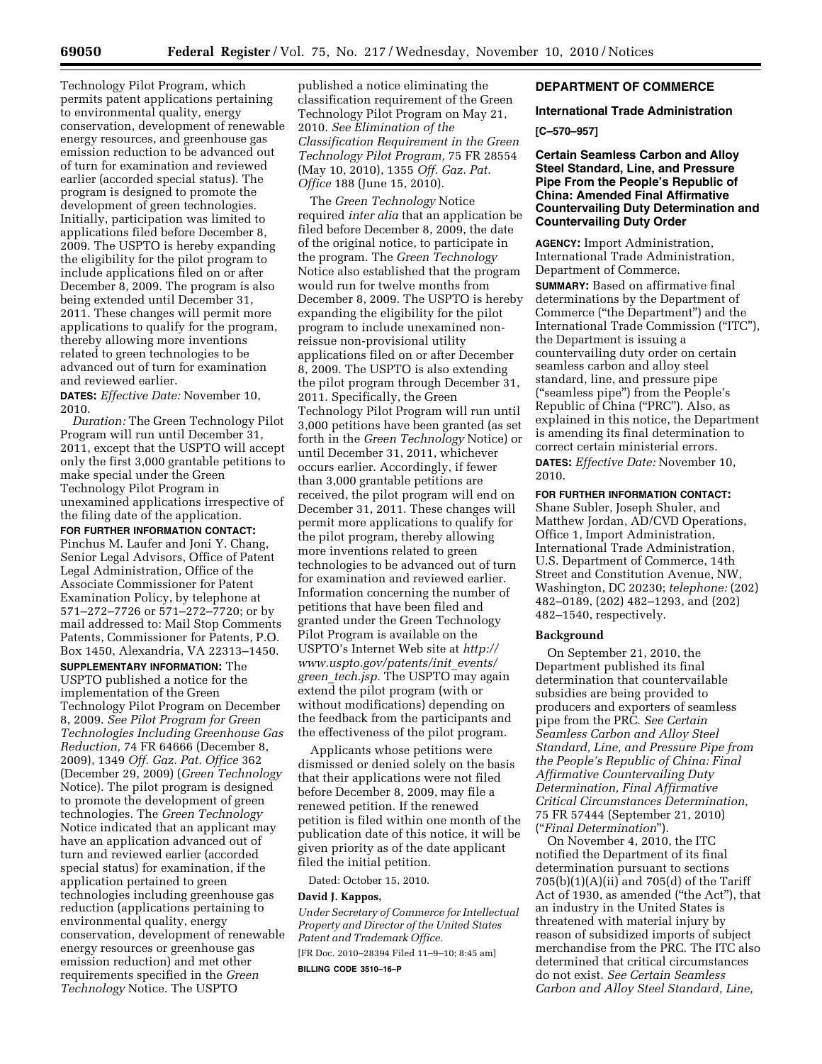Technology Pilot Program, which permits patent applications pertaining to environmental quality, energy conservation, development of renewable energy resources, and greenhouse gas emission reduction to be advanced out of turn for examination and reviewed earlier (accorded special status). The program is designed to promote the development of green technologies. Initially, participation was limited to applications filed before December 8, 2009. The USPTO is hereby expanding the eligibility for the pilot program to include applications filed on or after December 8, 2009. The program is also being extended until December 31, 2011. These changes will permit more applications to qualify for the program, thereby allowing more inventions related to green technologies to be advanced out of turn for examination and reviewed earlier.

**DATES:** *Effective Date:* November 10, 2010.

*Duration:* The Green Technology Pilot Program will run until December 31, 2011, except that the USPTO will accept only the first 3,000 grantable petitions to make special under the Green Technology Pilot Program in unexamined applications irrespective of the filing date of the application.

**FOR FURTHER INFORMATION CONTACT:** Pinchus M. Laufer and Joni Y. Chang, Senior Legal Advisors, Office of Patent Legal Administration, Office of the Associate Commissioner for Patent Examination Policy, by telephone at 571–272–7726 or 571–272–7720; or by mail addressed to: Mail Stop Comments Patents, Commissioner for Patents, P.O. Box 1450, Alexandria, VA 22313–1450.

**SUPPLEMENTARY INFORMATION:** The USPTO published a notice for the implementation of the Green Technology Pilot Program on December 8, 2009. *See Pilot Program for Green Technologies Including Greenhouse Gas Reduction,* 74 FR 64666 (December 8, 2009), 1349 *Off. Gaz. Pat. Office* 362 (December 29, 2009) (*Green Technology* Notice). The pilot program is designed to promote the development of green technologies. The *Green Technology* Notice indicated that an applicant may have an application advanced out of turn and reviewed earlier (accorded special status) for examination, if the application pertained to green technologies including greenhouse gas reduction (applications pertaining to environmental quality, energy conservation, development of renewable energy resources or greenhouse gas emission reduction) and met other requirements specified in the *Green Technology* Notice. The USPTO published a notice eliminating the classification requirement of the Green Technology Pilot Program on May 21, 2010. *See Elimination of the Classification Requirement in the Green Technology Pilot Program,* 75 FR 28554 (May 10, 2010), 1355 *Off. Gaz. Pat. Office* 188 (June 15, 2010).

The *Green Technology* Notice required *inter alia* that an application be filed before December 8, 2009, the date of the original notice, to participate in the program. The *Green Technology* Notice also established that the program would run for twelve months from December 8, 2009. The USPTO is hereby expanding the eligibility for the pilot program to include unexamined non-reissue non-provisional utility applications filed on or after December 8, 2009. The USPTO is also extending the pilot program through December 31, 2011. Specifically, the Green Technology Pilot Program will run until 3,000 petitions have been granted (as set forth in the *Green Technology* Notice) or until December 31, 2011, whichever occurs earlier. Accordingly, if fewer than 3,000 grantable petitions are received, the pilot program will end on December 31, 2011. These changes will permit more applications to qualify for the pilot program, thereby allowing more inventions related to green technologies to be advanced out of turn for examination and reviewed earlier. Information concerning the number of petitions that have been filed and granted under the Green Technology Pilot Program is available on the USPTO's Internet Web site at *http://www.uspto.gov/patents/init_events/green_tech.jsp.* The USPTO may again extend the pilot program (with or without modifications) depending on the feedback from the participants and the effectiveness of the pilot program.

Applicants whose petitions were dismissed or denied solely on the basis that their applications were not filed before December 8, 2009, may file a renewed petition. If the renewed petition is filed within one month of the publication date of this notice, it will be given priority as of the date applicant filed the initial petition.

Dated: October 15, 2010.

**David J. Kappos,**

*Under Secretary of Commerce for Intellectual Property and Director of the United States Patent and Trademark Office.*

[FR Doc. 2010–28394 Filed 11–9–10; 8:45 am]

**BILLING CODE 3510–16–P**

## DEPARTMENT OF COMMERCE

### International Trade Administration

**[C–570–957]**

### Certain Seamless Carbon and Alloy Steel Standard, Line, and Pressure Pipe From the People's Republic of China: Amended Final Affirmative Countervailing Duty Determination and Countervailing Duty Order

**AGENCY:** Import Administration, International Trade Administration, Department of Commerce.

**SUMMARY:** Based on affirmative final determinations by the Department of Commerce ("the Department") and the International Trade Commission ("ITC"), the Department is issuing a countervailing duty order on certain seamless carbon and alloy steel standard, line, and pressure pipe ("seamless pipe") from the People's Republic of China ("PRC"). Also, as explained in this notice, the Department is amending its final determination to correct certain ministerial errors.

**DATES:** *Effective Date:* November 10, 2010.

**FOR FURTHER INFORMATION CONTACT:** Shane Subler, Joseph Shuler, and Matthew Jordan, AD/CVD Operations, Office 1, Import Administration, International Trade Administration, U.S. Department of Commerce, 14th Street and Constitution Avenue, NW, Washington, DC 20230; *telephone:* (202) 482–0189, (202) 482–1293, and (202) 482–1540, respectively.

**Background**

On September 21, 2010, the Department published its final determination that countervailable subsidies are being provided to producers and exporters of seamless pipe from the PRC. *See Certain Seamless Carbon and Alloy Steel Standard, Line, and Pressure Pipe from the People's Republic of China: Final Affirmative Countervailing Duty Determination, Final Affirmative Critical Circumstances Determination,* 75 FR 57444 (September 21, 2010) ("*Final Determination*").

On November 4, 2010, the ITC notified the Department of its final determination pursuant to sections 705(b)(1)(A)(ii) and 705(d) of the Tariff Act of 1930, as amended ("the Act"), that an industry in the United States is threatened with material injury by reason of subsidized imports of subject merchandise from the PRC. The ITC also determined that critical circumstances do not exist. *See Certain Seamless Carbon and Alloy Steel Standard, Line,*